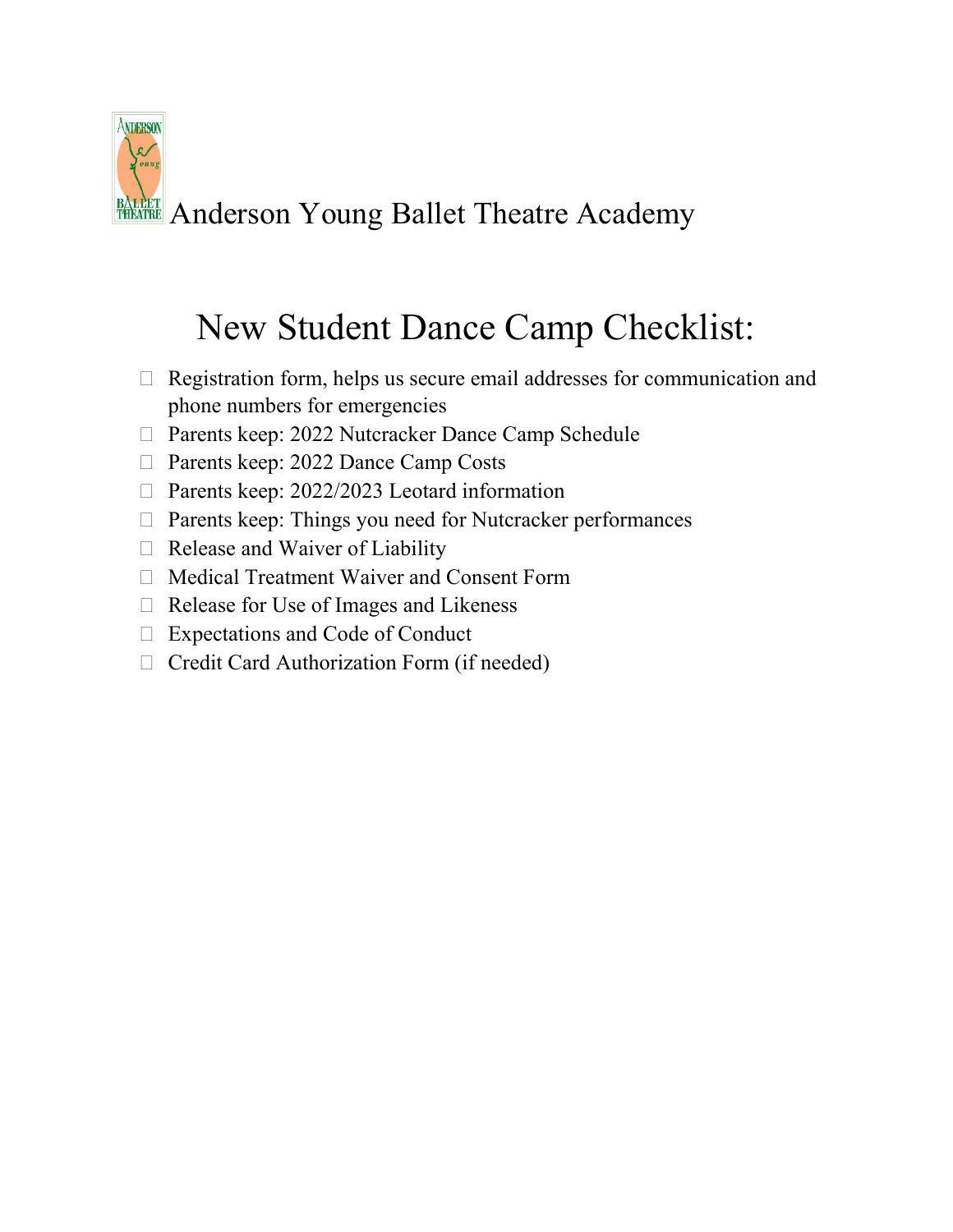Anderson Young Ballet Theatre Academy

# New Student Dance Camp Checklist:

- ☐ Registration form, helps us secure email addresses for communication and phone numbers for emergencies
- ☐ Parents keep: 2022 Nutcracker Dance Camp Schedule
- ☐ Parents keep: 2022 Dance Camp Costs
- ☐ Parents keep: 2022/2023 Leotard information
- ☐ Parents keep: Things you need for Nutcracker performances
- ☐ Release and Waiver of Liability
- ☐ Medical Treatment Waiver and Consent Form
- ☐ Release for Use of Images and Likeness
- ☐ Expectations and Code of Conduct
- ☐ Credit Card Authorization Form (if needed)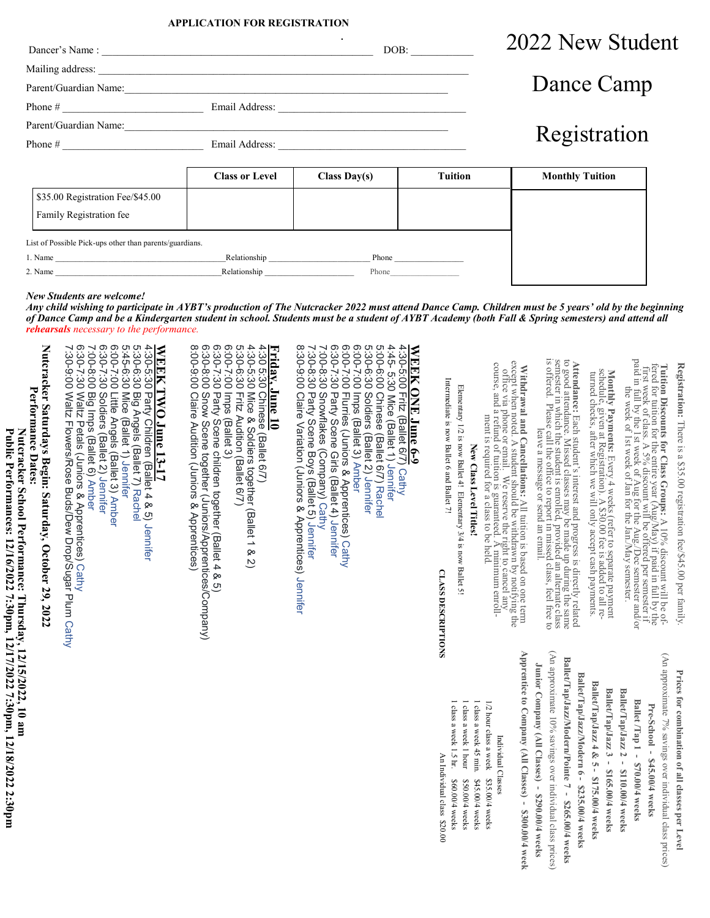# APPLICATION FOR REGISTRATION

## 2022 New Student Dance Camp Registration

Dancer's Name : ______________________________ DOB: __________

Mailing address: ______________________________

Parent/Guardian Name: ______________________________

Phone # ____________________ Email Address: ____________________

Parent/Guardian Name: ______________________________

Phone # ____________________ Email Address: ____________________

| | Class or Level | Class Day(s) | Tuition | Monthly Tuition |
|---|---|---|---|---|
| $35.00 Registration Fee/$45.00 Family Registration fee | | | | |

List of Possible Pick-ups other than parents/guardians.

1. Name ____________________ Relationship ____________________ Phone ____________

2. Name ____________________ Relationship ____________________ Phone ____________

***New Students are welcome!***

***Any child wishing to participate in AYBT's production of The Nutcracker 2022 must attend Dance Camp. Children must be 5 years' old by the beginning of Dance Camp and be a Kindergarten student in school. Students must be a student of AYBT Academy (both Fall & Spring semesters) and attend all rehearsals necessary to the performance.***

**Registration:** There is a $35.00 registration fee/$45.00 per family.

**Tuition Discounts for Class Groups:** A 10% discount will be offered for tuition for the entire year (Aug/May) if paid in full by the first week of class. A 5% discount will be offered per semester if paid in full by the 1st week of Aug for the Aug/Dec semester and/or the week of 1st week of Jan for the Jan/May semester.

**Monthly Payments:** Every 4 weeks (refer to separate payment schedule, given at Registration). A $30.00 fee is added to all returned checks, after which we will only accept cash payments.

**Attendance:** Each student's interest and progress is directly related to good attendance. Missed classes may be made up during the same semester in which the student is enrolled, provided an alternate class is offered. Please call the office to report in missed class, feel free to leave a message or send an email.

**Withdrawal and Cancellations:** All tuition is based on one term except when noted. A student should be withdrawn by notifying the office via phone or email. We reserve the right to cancel any course, and a refund of tuition is guaranteed. A minimum enrollment is required for a class to be held.

**New Class Level Titles!**

Elementary 1/2 is now Ballet 4! Elementary 3/4 is now Ballet 5!

Intermediate is now Ballet 6 and Ballet 7!

**CLASS DESCRIPTIONS**

**Prices for combination of all classes per Level**

(An approximate 7% savings over individual class prices)

**Pre-School - $45.00/4 weeks**

**Ballet /Tap 1 - $70.00/4 weeks**

**Ballet/Tap/Jazz 2 - $110.00/4 weeks**

**Ballet/Tap/Jazz 3 - $165.00/4 weeks**

**Ballet/Tap/Jazz 4 & 5 - $175.00/4 weeks**

**Ballet/Tap/Jazz/Modern 6 - $235.00/4 weeks**

**Ballet/Tap/Jazz/Modern/Pointe 7 - $265.00/4 weeks**

(An approximate 10% savings over individual class prices)

**Junior Company (All Classes) - $290.00/4 weeks**

**Apprentice to Company (All Classes) - $300.00/4 weeks**

Individual Classes

1/2 hour class a week $35.00/4 weeks

1 class a week 45 min. $45.00/4 weeks

1 class a week 1 hour $50.00/4 weeks

1 class a week 1.5 hr. $60.00/4 weeks

An Individual class $20.00

**WEEK ONE June 6-9**

4:30-5:00 Fritz (Ballet 6/7) Cathy
4:45- 5:30 Mice (Ballet 1) Jennifer
5:00-6:00 Chinese (Ballet 6/7) Rachel
5:30-6:30 Soldiers (Ballet 2) Jennifer
6:00-7:00 Imps (Ballet 3) Amber
6:00-7:00 Flurries (Juniors & Apprentices) Cathy
6:30-7:30 Party Scene Girls (Ballet 4) Jennifer
7:00-8:30 Snowflakes (Company) Cathy
7:30-8:30 Party Scene Boys (Ballet 5) Jennifer
8:30-9:00 Claire Variation (Juniors & Apprentices) Jennifer

**Friday, June 10**

4:30 5:30 Chinese (Ballet 6/7)
4:30-5:30 Mice & Soldiers together (Ballet 1 & 2)
5:30-6:30 Fritz Audition (Ballet 6/7)
6:00-7:00 Imps (Ballet 3)
6:30-7:30 Party Scene children together (Ballet 4 & 5)
6:30-8:00 Snow Scene together (Juniors/Apprentices/Company)
8:00-9:00 Claire Audition (Juniors & Apprentices)

**WEEK TWO June 13-17**

4:30-5:30 Party Children (Ballet 4 & 5) Jennifer
5:30-6:30 Big Angels (Ballet 7) Rachel
5:45-6:30 Mice (Ballet 1) Jennifer
6:00-7:00 Little Angels (Ballet 3) Amber
6:30-7:30 Soldiers (Ballet 2) Jennifer
7:00-8:00 Big Imps (Ballet 6) Amber
6:30-7:30 Waltz Petals (Juniors & Apprentices) Cathy
7:30-9:00 Waltz Flowers/Rose Buds/Dew Drop/Sugar Plum Cathy

**Nutcracker Saturdays Begin: Saturday, October 29, 2022**

**Performance Dates:**

**Nutcracker School Performance: Thursday, 12/15/2022, 10 am**

**Public Performances: 12/16/2022 7:30pm, 12/17/2022 7:30pm, 12/18/2022 2:30pm**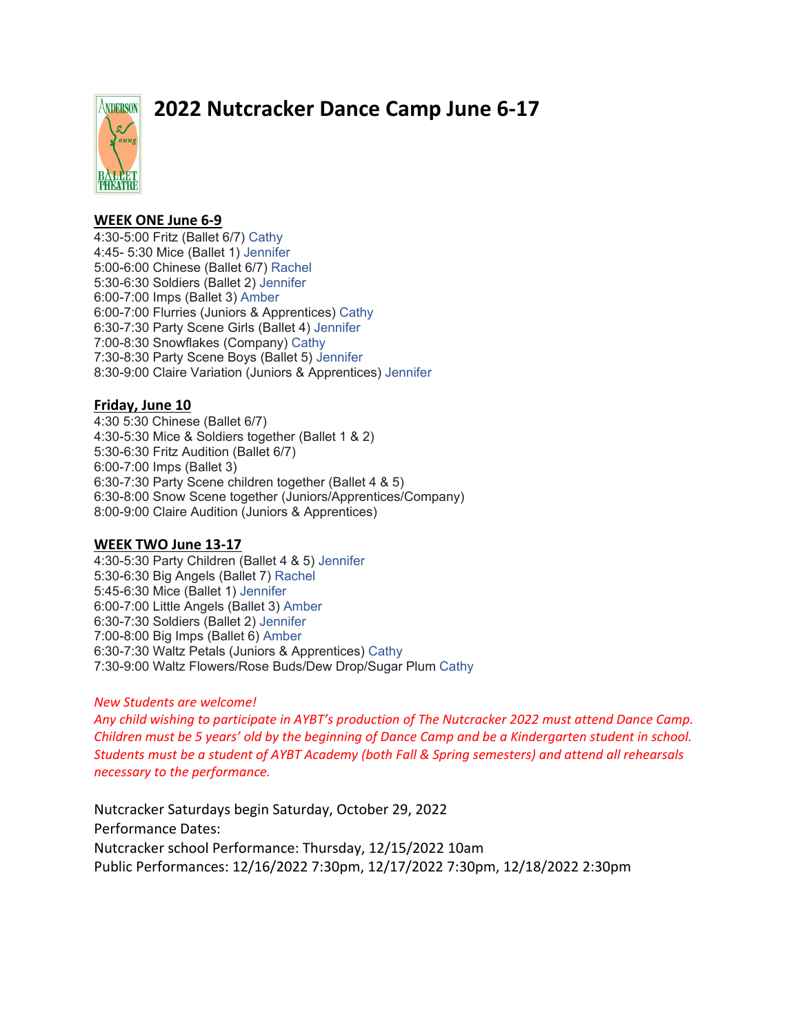# 2022 Nutcracker Dance Camp June 6-17

## WEEK ONE June 6-9

4:30-5:00 Fritz (Ballet 6/7) Cathy
4:45- 5:30 Mice (Ballet 1) Jennifer
5:00-6:00 Chinese (Ballet 6/7) Rachel
5:30-6:30 Soldiers (Ballet 2) Jennifer
6:00-7:00 Imps (Ballet 3) Amber
6:00-7:00 Flurries (Juniors & Apprentices) Cathy
6:30-7:30 Party Scene Girls (Ballet 4) Jennifer
7:00-8:30 Snowflakes (Company) Cathy
7:30-8:30 Party Scene Boys (Ballet 5) Jennifer
8:30-9:00 Claire Variation (Juniors & Apprentices) Jennifer

## Friday, June 10

4:30 5:30 Chinese (Ballet 6/7)
4:30-5:30 Mice & Soldiers together (Ballet 1 & 2)
5:30-6:30 Fritz Audition (Ballet 6/7)
6:00-7:00 Imps (Ballet 3)
6:30-7:30 Party Scene children together (Ballet 4 & 5)
6:30-8:00 Snow Scene together (Juniors/Apprentices/Company)
8:00-9:00 Claire Audition (Juniors & Apprentices)

## WEEK TWO June 13-17

4:30-5:30 Party Children (Ballet 4 & 5) Jennifer
5:30-6:30 Big Angels (Ballet 7) Rachel
5:45-6:30 Mice (Ballet 1) Jennifer
6:00-7:00 Little Angels (Ballet 3) Amber
6:30-7:30 Soldiers (Ballet 2) Jennifer
7:00-8:00 Big Imps (Ballet 6) Amber
6:30-7:30 Waltz Petals (Juniors & Apprentices) Cathy
7:30-9:00 Waltz Flowers/Rose Buds/Dew Drop/Sugar Plum Cathy

*New Students are welcome!*
*Any child wishing to participate in AYBT's production of The Nutcracker 2022 must attend Dance Camp. Children must be 5 years' old by the beginning of Dance Camp and be a Kindergarten student in school. Students must be a student of AYBT Academy (both Fall & Spring semesters) and attend all rehearsals necessary to the performance.*

Nutcracker Saturdays begin Saturday, October 29, 2022
Performance Dates:
Nutcracker school Performance: Thursday, 12/15/2022 10am
Public Performances: 12/16/2022 7:30pm, 12/17/2022 7:30pm, 12/18/2022 2:30pm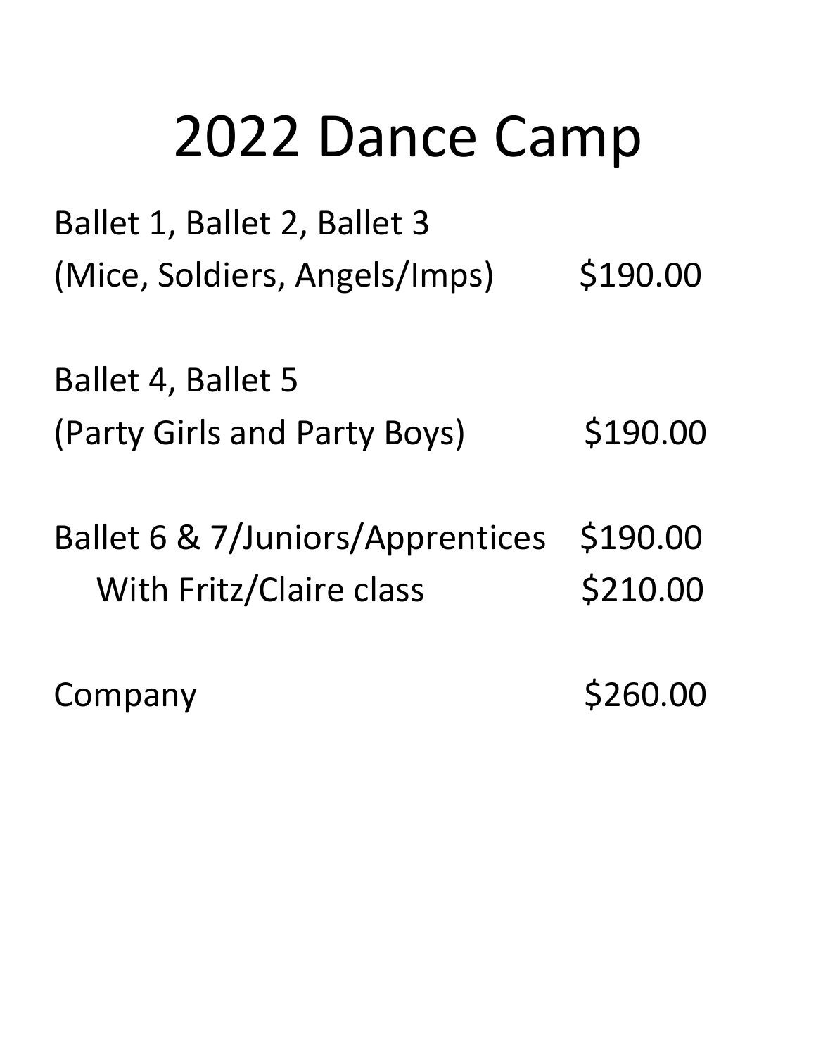# 2022 Dance Camp

Ballet 1, Ballet 2, Ballet 3
(Mice, Soldiers, Angels/Imps) $190.00

Ballet 4, Ballet 5
(Party Girls and Party Boys) $190.00

Ballet 6 & 7/Juniors/Apprentices $190.00
With Fritz/Claire class $210.00

Company $260.00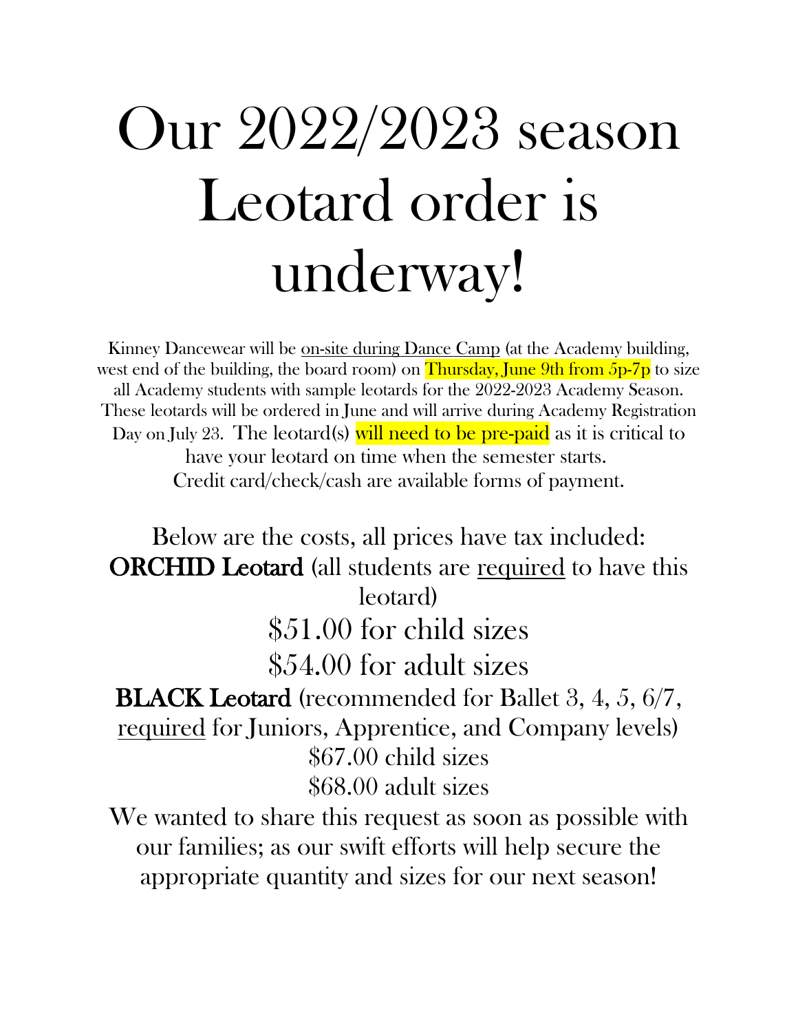# Our 2022/2023 season Leotard order is underway!

Kinney Dancewear will be on-site during Dance Camp (at the Academy building, west end of the building, the board room) on **Thursday, June 9th from 5p-7p** to size all Academy students with sample leotards for the 2022-2023 Academy Season. These leotards will be ordered in June and will arrive during Academy Registration Day on July 23. The leotard(s) **will need to be pre-paid** as it is critical to have your leotard on time when the semester starts. Credit card/check/cash are available forms of payment.

Below are the costs, all prices have tax included:

**ORCHID Leotard** (all students are required to have this leotard)

$51.00 for child sizes

$54.00 for adult sizes

**BLACK Leotard** (recommended for Ballet 3, 4, 5, 6/7, required for Juniors, Apprentice, and Company levels)

$67.00 child sizes

$68.00 adult sizes

We wanted to share this request as soon as possible with our families; as our swift efforts will help secure the appropriate quantity and sizes for our next season!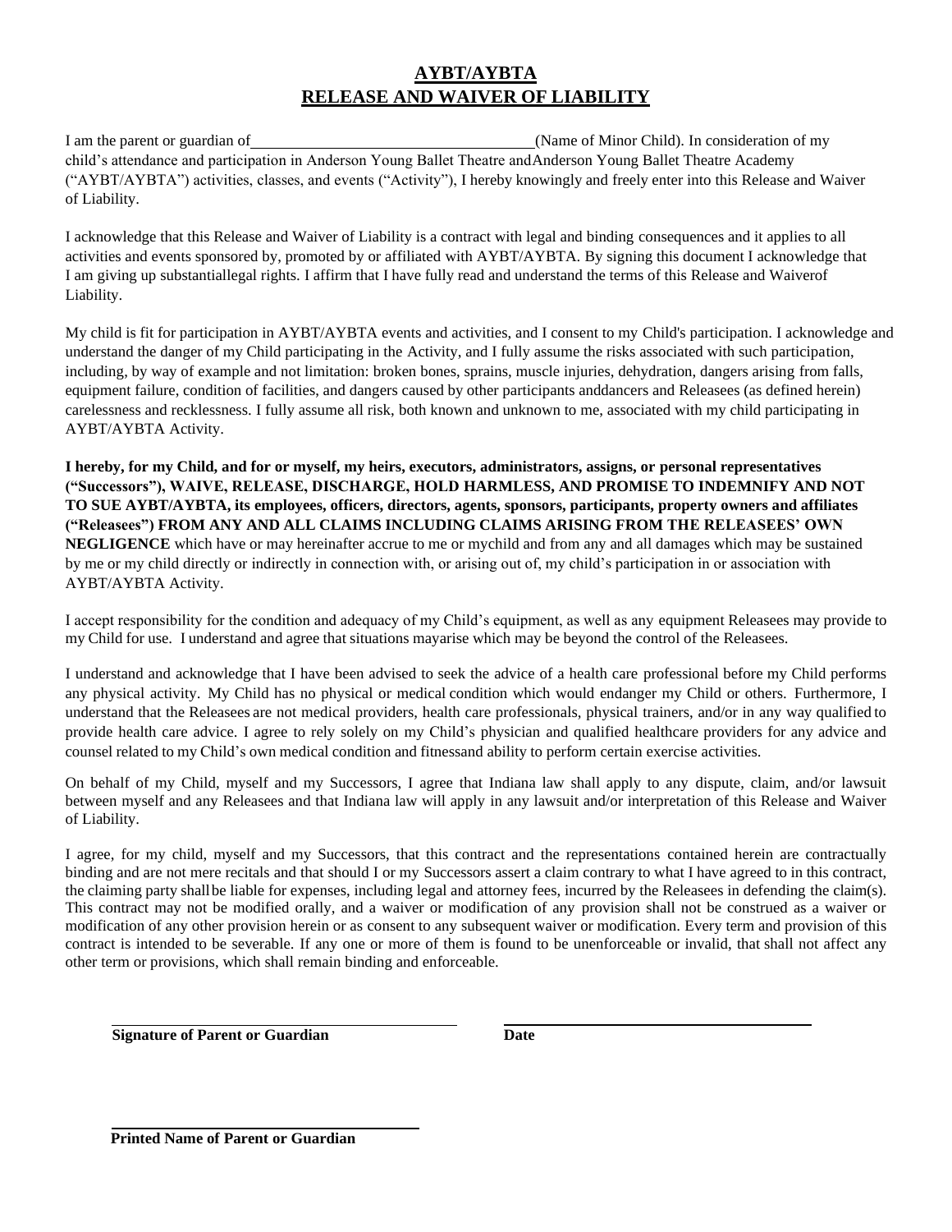# AYBT/AYBTA
## RELEASE AND WAIVER OF LIABILITY

I am the parent or guardian of\_\_\_\_\_\_\_\_\_\_\_\_\_\_\_\_\_\_\_\_\_\_\_\_\_\_\_\_\_\_\_\_\_\_\_(Name of Minor Child). In consideration of my child's attendance and participation in Anderson Young Ballet Theatre andAnderson Young Ballet Theatre Academy ("AYBT/AYBTA") activities, classes, and events ("Activity"), I hereby knowingly and freely enter into this Release and Waiver of Liability.

I acknowledge that this Release and Waiver of Liability is a contract with legal and binding consequences and it applies to all activities and events sponsored by, promoted by or affiliated with AYBT/AYBTA. By signing this document I acknowledge that I am giving up substantiallegal rights. I affirm that I have fully read and understand the terms of this Release and Waiverof Liability.

My child is fit for participation in AYBT/AYBTA events and activities, and I consent to my Child's participation. I acknowledge and understand the danger of my Child participating in the Activity, and I fully assume the risks associated with such participation, including, by way of example and not limitation: broken bones, sprains, muscle injuries, dehydration, dangers arising from falls, equipment failure, condition of facilities, and dangers caused by other participants anddancers and Releasees (as defined herein) carelessness and recklessness. I fully assume all risk, both known and unknown to me, associated with my child participating in AYBT/AYBTA Activity.

**I hereby, for my Child, and for or myself, my heirs, executors, administrators, assigns, or personal representatives ("Successors"), WAIVE, RELEASE, DISCHARGE, HOLD HARMLESS, AND PROMISE TO INDEMNIFY AND NOT TO SUE AYBT/AYBTA, its employees, officers, directors, agents, sponsors, participants, property owners and affiliates ("Releasees") FROM ANY AND ALL CLAIMS INCLUDING CLAIMS ARISING FROM THE RELEASEES' OWN NEGLIGENCE** which have or may hereinafter accrue to me or mychild and from any and all damages which may be sustained by me or my child directly or indirectly in connection with, or arising out of, my child's participation in or association with AYBT/AYBTA Activity.

I accept responsibility for the condition and adequacy of my Child's equipment, as well as any equipment Releasees may provide to my Child for use. I understand and agree that situations mayarise which may be beyond the control of the Releasees.

I understand and acknowledge that I have been advised to seek the advice of a health care professional before my Child performs any physical activity. My Child has no physical or medical condition which would endanger my Child or others. Furthermore, I understand that the Releasees are not medical providers, health care professionals, physical trainers, and/or in any way qualified to provide health care advice. I agree to rely solely on my Child's physician and qualified healthcare providers for any advice and counsel related to my Child's own medical condition and fitnessand ability to perform certain exercise activities.

On behalf of my Child, myself and my Successors, I agree that Indiana law shall apply to any dispute, claim, and/or lawsuit between myself and any Releasees and that Indiana law will apply in any lawsuit and/or interpretation of this Release and Waiver of Liability.

I agree, for my child, myself and my Successors, that this contract and the representations contained herein are contractually binding and are not mere recitals and that should I or my Successors assert a claim contrary to what I have agreed to in this contract, the claiming party shallbe liable for expenses, including legal and attorney fees, incurred by the Releasees in defending the claim(s). This contract may not be modified orally, and a waiver or modification of any provision shall not be construed as a waiver or modification of any other provision herein or as consent to any subsequent waiver or modification. Every term and provision of this contract is intended to be severable. If any one or more of them is found to be unenforceable or invalid, that shall not affect any other term or provisions, which shall remain binding and enforceable.

\_\_\_\_\_\_\_\_\_\_\_\_\_\_\_\_\_\_\_\_\_\_\_\_\_\_\_\_\_\_\_\_\_\_\_\_\_\_\_\_ \_\_\_\_\_\_\_\_\_\_\_\_\_\_\_\_\_\_\_\_\_\_\_\_\_\_\_\_\_\_\_\_\_\_\_\_

**Signature of Parent or Guardian** **Date**

\_\_\_\_\_\_\_\_\_\_\_\_\_\_\_\_\_\_\_\_\_\_\_\_\_\_\_\_\_\_\_\_\_\_\_\_\_\_\_\_

**Printed Name of Parent or Guardian**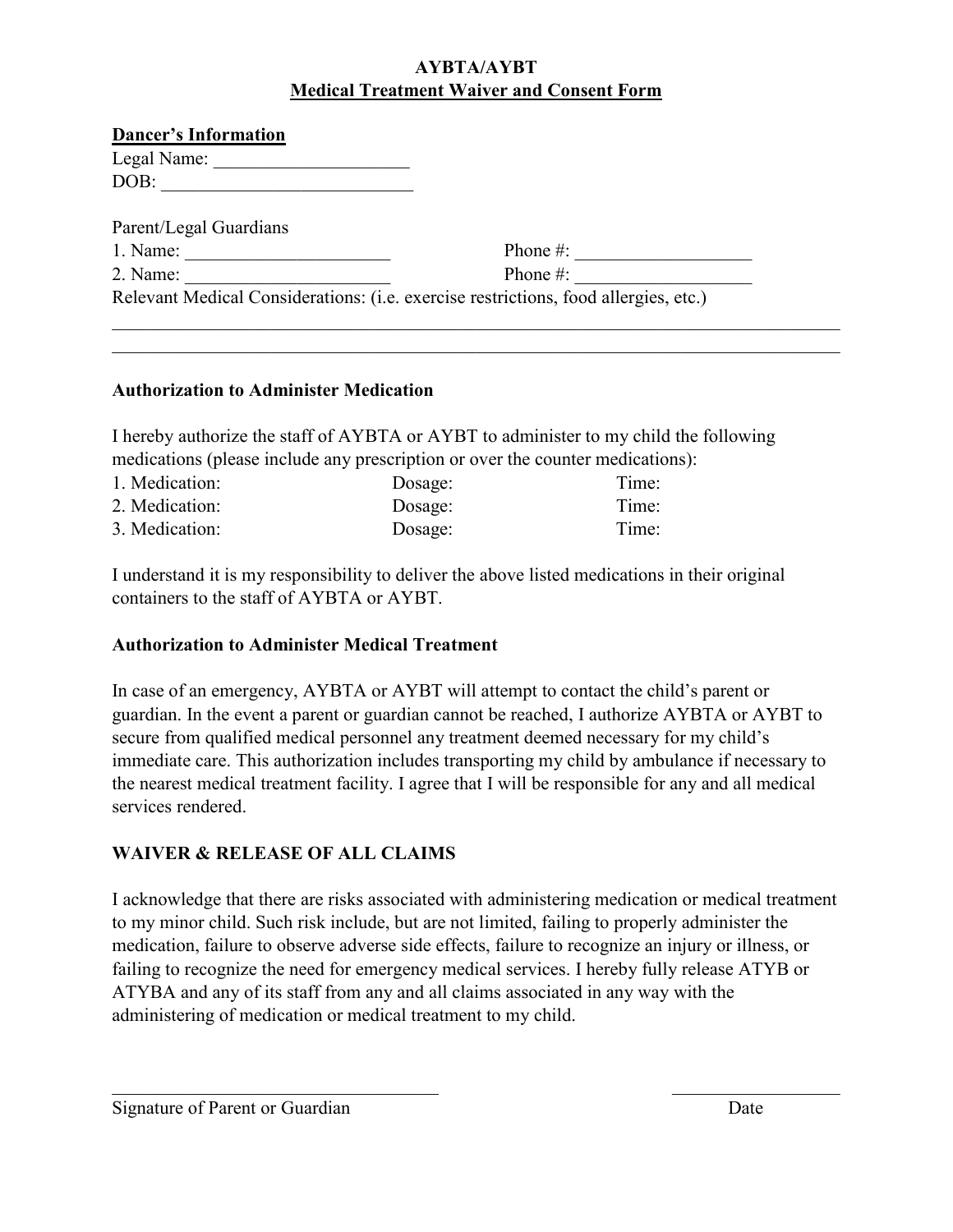**AYBTA/AYBT**
**Medical Treatment Waiver and Consent Form**

**Dancer's Information**

Legal Name: ____________________

DOB: __________________________

Parent/Legal Guardians

1. Name: ______________________ Phone #: __________________

2. Name: ______________________ Phone #: __________________

Relevant Medical Considerations: (i.e. exercise restrictions, food allergies, etc.)

______________________________________________________________________________

______________________________________________________________________________

**Authorization to Administer Medication**

I hereby authorize the staff of AYBTA or AYBT to administer to my child the following medications (please include any prescription or over the counter medications):

1. Medication: Dosage: Time:
2. Medication: Dosage: Time:
3. Medication: Dosage: Time:

I understand it is my responsibility to deliver the above listed medications in their original containers to the staff of AYBTA or AYBT.

**Authorization to Administer Medical Treatment**

In case of an emergency, AYBTA or AYBT will attempt to contact the child's parent or guardian. In the event a parent or guardian cannot be reached, I authorize AYBTA or AYBT to secure from qualified medical personnel any treatment deemed necessary for my child's immediate care. This authorization includes transporting my child by ambulance if necessary to the nearest medical treatment facility. I agree that I will be responsible for any and all medical services rendered.

**WAIVER & RELEASE OF ALL CLAIMS**

I acknowledge that there are risks associated with administering medication or medical treatment to my minor child. Such risk include, but are not limited, failing to properly administer the medication, failure to observe adverse side effects, failure to recognize an injury or illness, or failing to recognize the need for emergency medical services. I hereby fully release ATYB or ATYBA and any of its staff from any and all claims associated in any way with the administering of medication or medical treatment to my child.

___________________________________ __________________

Signature of Parent or Guardian Date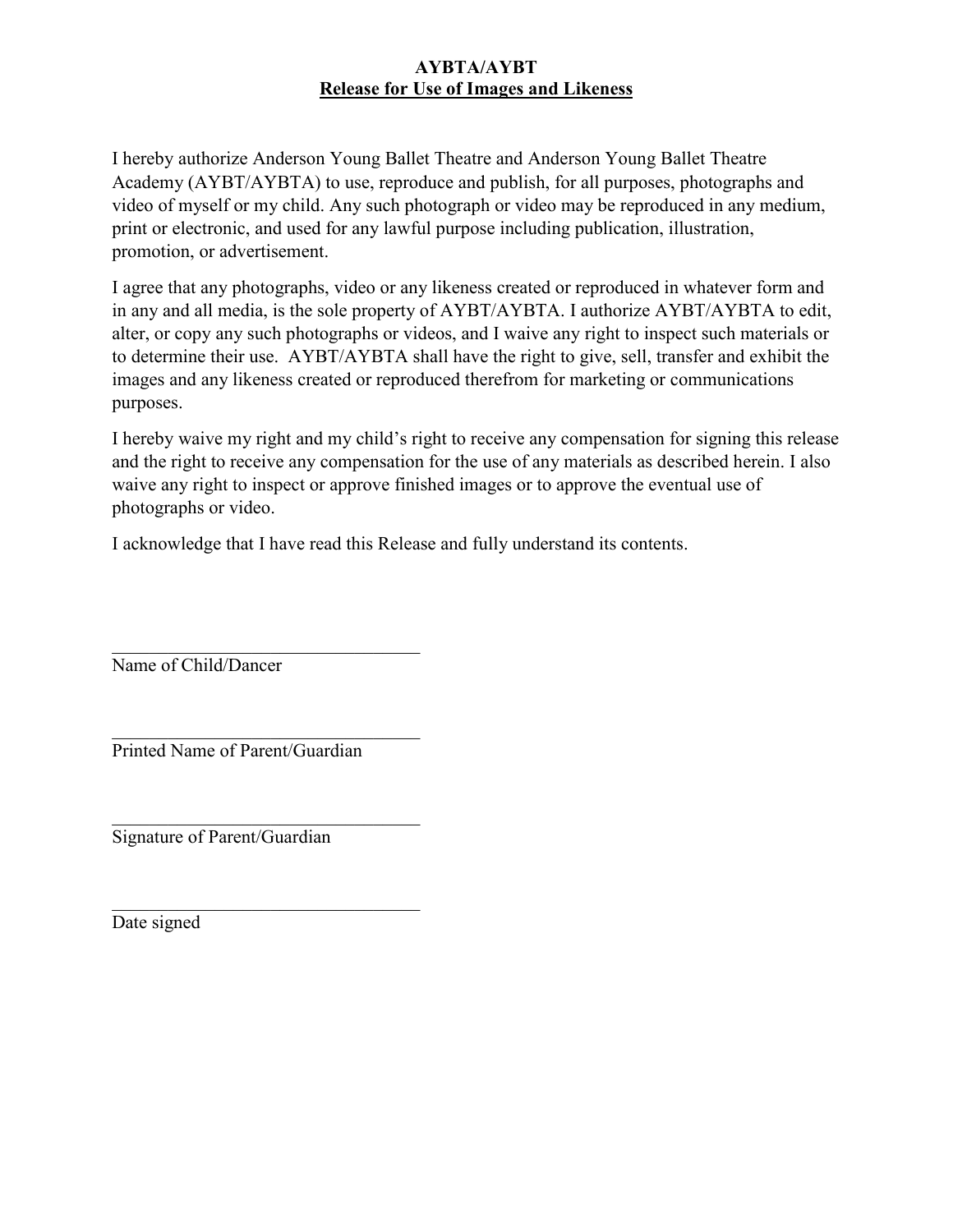**AYBTA/AYBT**

**Release for Use of Images and Likeness**

I hereby authorize Anderson Young Ballet Theatre and Anderson Young Ballet Theatre Academy (AYBT/AYBTA) to use, reproduce and publish, for all purposes, photographs and video of myself or my child. Any such photograph or video may be reproduced in any medium, print or electronic, and used for any lawful purpose including publication, illustration, promotion, or advertisement.

I agree that any photographs, video or any likeness created or reproduced in whatever form and in any and all media, is the sole property of AYBT/AYBTA. I authorize AYBT/AYBTA to edit, alter, or copy any such photographs or videos, and I waive any right to inspect such materials or to determine their use. AYBT/AYBTA shall have the right to give, sell, transfer and exhibit the images and any likeness created or reproduced therefrom for marketing or communications purposes.

I hereby waive my right and my child's right to receive any compensation for signing this release and the right to receive any compensation for the use of any materials as described herein. I also waive any right to inspect or approve finished images or to approve the eventual use of photographs or video.

I acknowledge that I have read this Release and fully understand its contents.

\_\_\_\_\_\_\_\_\_\_\_\_\_\_\_\_\_\_\_\_\_\_\_\_\_\_\_\_\_\_\_\_\_\_

Name of Child/Dancer

\_\_\_\_\_\_\_\_\_\_\_\_\_\_\_\_\_\_\_\_\_\_\_\_\_\_\_\_\_\_\_\_\_\_

Printed Name of Parent/Guardian

\_\_\_\_\_\_\_\_\_\_\_\_\_\_\_\_\_\_\_\_\_\_\_\_\_\_\_\_\_\_\_\_\_\_

Signature of Parent/Guardian

\_\_\_\_\_\_\_\_\_\_\_\_\_\_\_\_\_\_\_\_\_\_\_\_\_\_\_\_\_\_\_\_\_\_

Date signed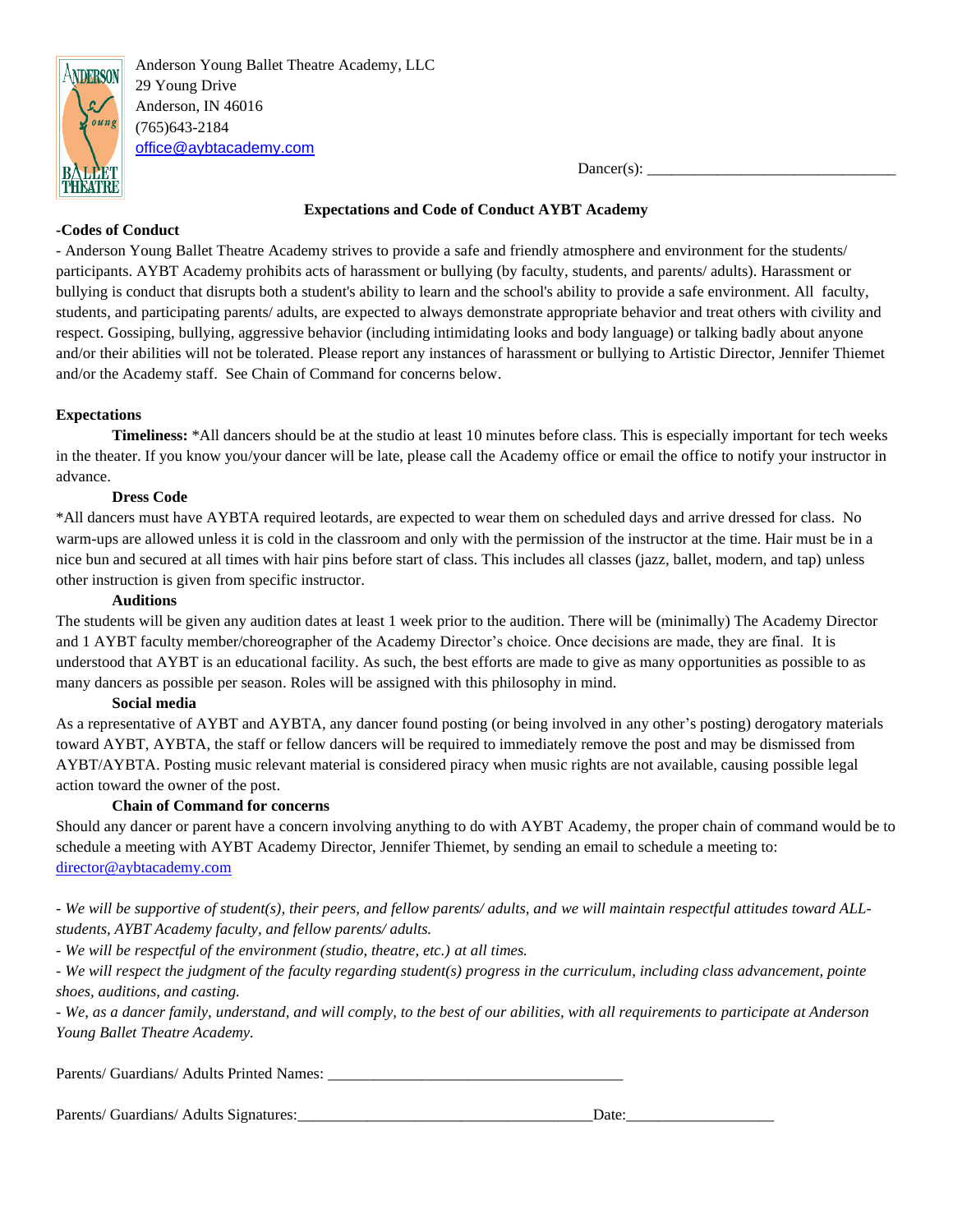Anderson Young Ballet Theatre Academy, LLC
29 Young Drive
Anderson, IN 46016
(765)643-2184
office@aybtacademy.com

Dancer(s): ________________________________

## Expectations and Code of Conduct AYBT Academy

**-Codes of Conduct**

- Anderson Young Ballet Theatre Academy strives to provide a safe and friendly atmosphere and environment for the students/ participants. AYBT Academy prohibits acts of harassment or bullying (by faculty, students, and parents/ adults). Harassment or bullying is conduct that disrupts both a student's ability to learn and the school's ability to provide a safe environment. All faculty, students, and participating parents/ adults, are expected to always demonstrate appropriate behavior and treat others with civility and respect. Gossiping, bullying, aggressive behavior (including intimidating looks and body language) or talking badly about anyone and/or their abilities will not be tolerated. Please report any instances of harassment or bullying to Artistic Director, Jennifer Thiemet and/or the Academy staff. See Chain of Command for concerns below.

**Expectations**

**Timeliness:** *All dancers should be at the studio at least 10 minutes before class. This is especially important for tech weeks in the theater. If you know you/your dancer will be late, please call the Academy office or email the office to notify your instructor in advance.

**Dress Code**

*All dancers must have AYBTA required leotards, are expected to wear them on scheduled days and arrive dressed for class. No warm-ups are allowed unless it is cold in the classroom and only with the permission of the instructor at the time. Hair must be in a nice bun and secured at all times with hair pins before start of class. This includes all classes (jazz, ballet, modern, and tap) unless other instruction is given from specific instructor.

**Auditions**

The students will be given any audition dates at least 1 week prior to the audition. There will be (minimally) The Academy Director and 1 AYBT faculty member/choreographer of the Academy Director's choice. Once decisions are made, they are final. It is understood that AYBT is an educational facility. As such, the best efforts are made to give as many opportunities as possible to as many dancers as possible per season. Roles will be assigned with this philosophy in mind.

**Social media**

As a representative of AYBT and AYBTA, any dancer found posting (or being involved in any other's posting) derogatory materials toward AYBT, AYBTA, the staff or fellow dancers will be required to immediately remove the post and may be dismissed from AYBT/AYBTA. Posting music relevant material is considered piracy when music rights are not available, causing possible legal action toward the owner of the post.

**Chain of Command for concerns**

Should any dancer or parent have a concern involving anything to do with AYBT Academy, the proper chain of command would be to schedule a meeting with AYBT Academy Director, Jennifer Thiemet, by sending an email to schedule a meeting to: director@aybtacademy.com

*- We will be supportive of student(s), their peers, and fellow parents/ adults, and we will maintain respectful attitudes toward ALL- students, AYBT Academy faculty, and fellow parents/ adults.*

*- We will be respectful of the environment (studio, theatre, etc.) at all times.*

*- We will respect the judgment of the faculty regarding student(s) progress in the curriculum, including class advancement, pointe shoes, auditions, and casting.*

*- We, as a dancer family, understand, and will comply, to the best of our abilities, with all requirements to participate at Anderson Young Ballet Theatre Academy.*

Parents/ Guardians/ Adults Printed Names: ______________________________________

Parents/ Guardians/ Adults Signatures:______________________________________Date:___________________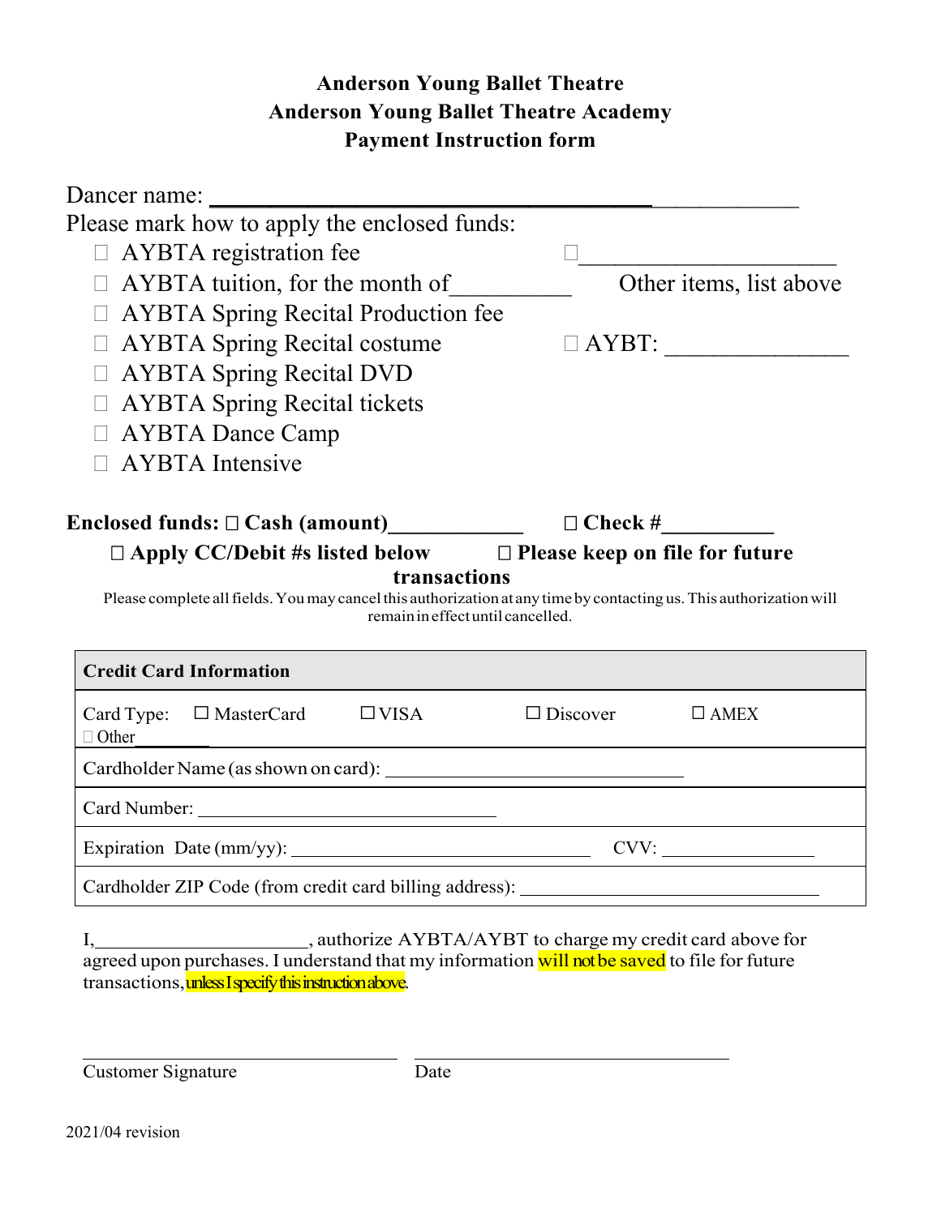# Anderson Young Ballet Theatre
# Anderson Young Ballet Theatre Academy
# Payment Instruction form

Dancer name: ___________________________________________________

Please mark how to apply the enclosed funds:

- ☐ AYBTA registration fee
- ☐ AYBTA tuition, for the month of__________
- ☐ AYBTA Spring Recital Production fee
- ☐ AYBTA Spring Recital costume
- ☐ AYBTA Spring Recital DVD
- ☐ AYBTA Spring Recital tickets
- ☐ AYBTA Dance Camp
- ☐ AYBTA Intensive

☐ _____________________
Other items, list above

☐ AYBT: _______________

**Enclosed funds: ☐ Cash (amount)____________ ☐ Check #__________**

**☐ Apply CC/Debit #s listed below ☐ Please keep on file for future transactions**

Please complete all fields. You may cancel this authorization at any time by contacting us. This authorization will remain in effect until cancelled.

| **Credit Card Information** | | | | |
|---|---|---|---|---|
| Card Type: ☐ Other________ | ☐ MasterCard | ☐ VISA | ☐ Discover | ☐ AMEX |
| Cardholder Name (as shown on card): ________________________________ | | | | |
| Card Number: ________________________________ | | | | |
| Expiration Date (mm/yy): ________________________________ | | | CVV: ________________ | |
| Cardholder ZIP Code (from credit card billing address): ________________________________ | | | | |

I,______________________, authorize AYBTA/AYBT to charge my credit card above for agreed upon purchases. I understand that my information will not be saved to file for future transactions, unless I specify this instruction above.

______________________________ ______________________________

Customer Signature Date

2021/04 revision